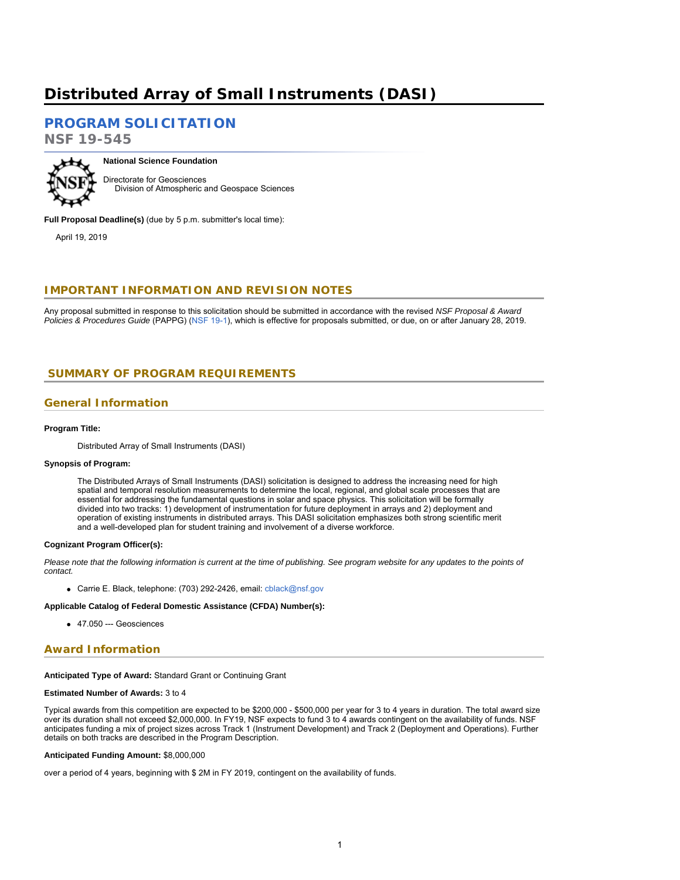# Distributed Array of Small Instruments (DASI)

## PROGRAM SOLICITATION

**NSF 19-545**

**National Science Foundation**

Directorate for Geosciences
  Division of Atmospheric and Geospace Sciences

**Full Proposal Deadline(s)** (due by 5 p.m. submitter's local time):

April 19, 2019

## IMPORTANT INFORMATION AND REVISION NOTES

Any proposal submitted in response to this solicitation should be submitted in accordance with the revised *NSF Proposal & Award Policies & Procedures Guide* (PAPPG) (NSF 19-1), which is effective for proposals submitted, or due, on or after January 28, 2019.

## SUMMARY OF PROGRAM REQUIREMENTS

### General Information

**Program Title:**

Distributed Array of Small Instruments (DASI)

**Synopsis of Program:**

The Distributed Arrays of Small Instruments (DASI) solicitation is designed to address the increasing need for high spatial and temporal resolution measurements to determine the local, regional, and global scale processes that are essential for addressing the fundamental questions in solar and space physics. This solicitation will be formally divided into two tracks: 1) development of instrumentation for future deployment in arrays and 2) deployment and operation of existing instruments in distributed arrays. This DASI solicitation emphasizes both strong scientific merit and a well-developed plan for student training and involvement of a diverse workforce.

**Cognizant Program Officer(s):**

*Please note that the following information is current at the time of publishing. See program website for any updates to the points of contact.*

- Carrie E. Black, telephone: (703) 292-2426, email: cblack@nsf.gov

**Applicable Catalog of Federal Domestic Assistance (CFDA) Number(s):**

- 47.050 --- Geosciences

### Award Information

**Anticipated Type of Award:** Standard Grant or Continuing Grant

**Estimated Number of Awards:** 3 to 4

Typical awards from this competition are expected to be $200,000 - $500,000 per year for 3 to 4 years in duration. The total award size over its duration shall not exceed $2,000,000. In FY19, NSF expects to fund 3 to 4 awards contingent on the availability of funds. NSF anticipates funding a mix of project sizes across Track 1 (Instrument Development) and Track 2 (Deployment and Operations). Further details on both tracks are described in the Program Description.

**Anticipated Funding Amount:** $8,000,000

over a period of 4 years, beginning with $ 2M in FY 2019, contingent on the availability of funds.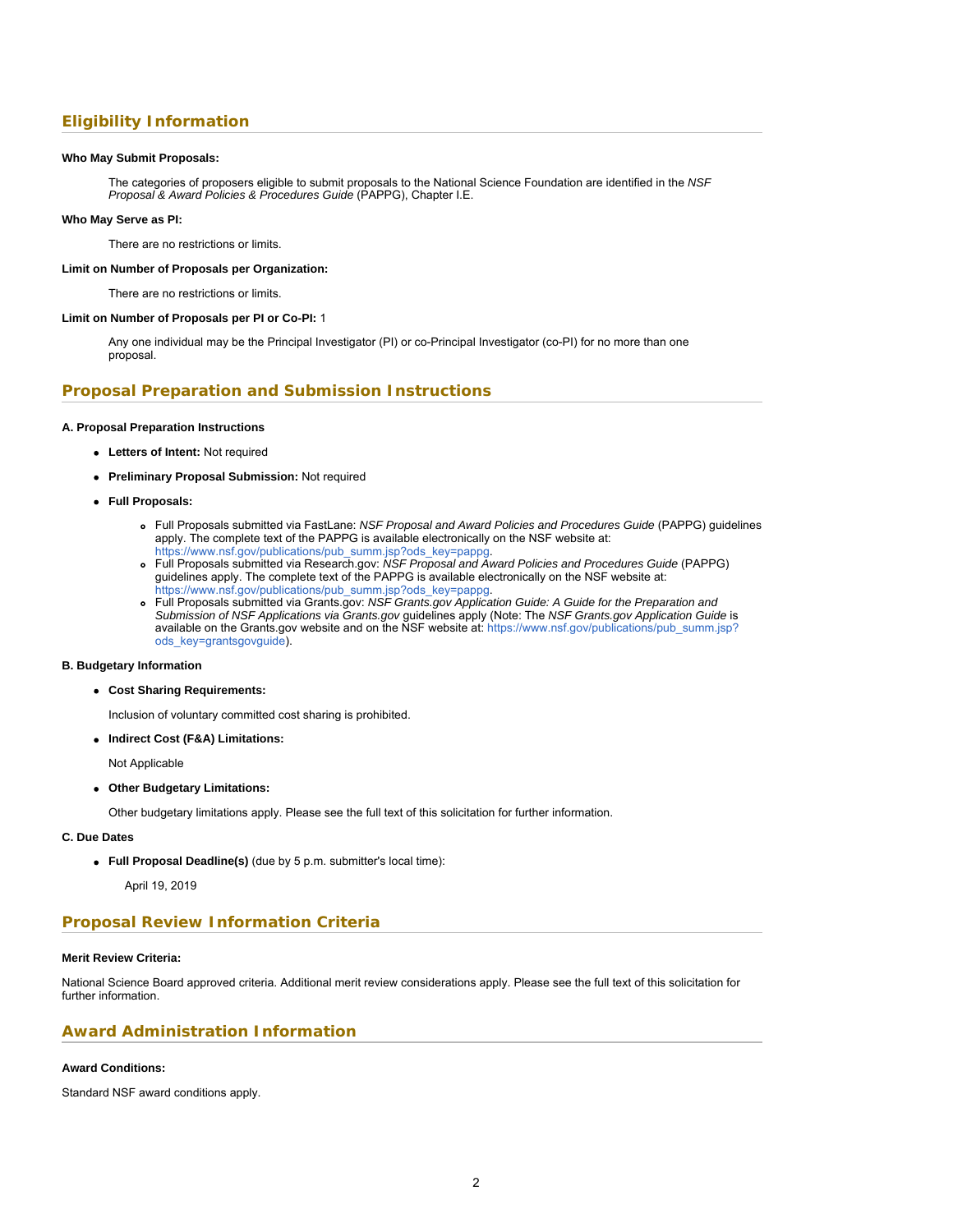## Eligibility Information

**Who May Submit Proposals:**

The categories of proposers eligible to submit proposals to the National Science Foundation are identified in the *NSF Proposal & Award Policies & Procedures Guide* (PAPPG), Chapter I.E.

**Who May Serve as PI:**

There are no restrictions or limits.

**Limit on Number of Proposals per Organization:**

There are no restrictions or limits.

**Limit on Number of Proposals per PI or Co-PI:** 1

Any one individual may be the Principal Investigator (PI) or co-Principal Investigator (co-PI) for no more than one proposal.

## Proposal Preparation and Submission Instructions

**A. Proposal Preparation Instructions**

- **Letters of Intent:** Not required
- **Preliminary Proposal Submission:** Not required
- **Full Proposals:**
  - Full Proposals submitted via FastLane: *NSF Proposal and Award Policies and Procedures Guide* (PAPPG) guidelines apply. The complete text of the PAPPG is available electronically on the NSF website at: https://www.nsf.gov/publications/pub_summ.jsp?ods_key=pappg.
  - Full Proposals submitted via Research.gov: *NSF Proposal and Award Policies and Procedures Guide* (PAPPG) guidelines apply. The complete text of the PAPPG is available electronically on the NSF website at: https://www.nsf.gov/publications/pub_summ.jsp?ods_key=pappg.
  - Full Proposals submitted via Grants.gov: *NSF Grants.gov Application Guide: A Guide for the Preparation and Submission of NSF Applications via Grants.gov* guidelines apply (Note: The *NSF Grants.gov Application Guide* is available on the Grants.gov website and on the NSF website at: https://www.nsf.gov/publications/pub_summ.jsp?ods_key=grantsgovguide).

**B. Budgetary Information**

- **Cost Sharing Requirements:**

  Inclusion of voluntary committed cost sharing is prohibited.

- **Indirect Cost (F&A) Limitations:**

  Not Applicable

- **Other Budgetary Limitations:**

  Other budgetary limitations apply. Please see the full text of this solicitation for further information.

**C. Due Dates**

- **Full Proposal Deadline(s)** (due by 5 p.m. submitter's local time):

  April 19, 2019

## Proposal Review Information Criteria

**Merit Review Criteria:**

National Science Board approved criteria. Additional merit review considerations apply. Please see the full text of this solicitation for further information.

## Award Administration Information

**Award Conditions:**

Standard NSF award conditions apply.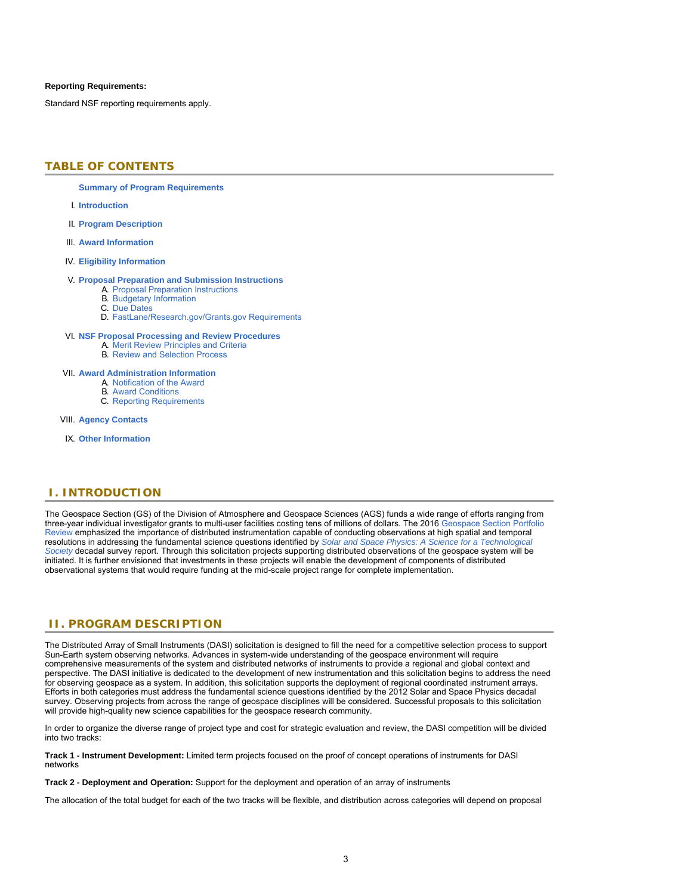**Reporting Requirements:**

Standard NSF reporting requirements apply.

## TABLE OF CONTENTS

**Summary of Program Requirements**

I. **Introduction**

II. **Program Description**

III. **Award Information**

IV. **Eligibility Information**

V. **Proposal Preparation and Submission Instructions**
   A. Proposal Preparation Instructions
   B. Budgetary Information
   C. Due Dates
   D. FastLane/Research.gov/Grants.gov Requirements

VI. **NSF Proposal Processing and Review Procedures**
   A. Merit Review Principles and Criteria
   B. Review and Selection Process

VII. **Award Administration Information**
   A. Notification of the Award
   B. Award Conditions
   C. Reporting Requirements

VIII. **Agency Contacts**

IX. **Other Information**

## I. INTRODUCTION

The Geospace Section (GS) of the Division of Atmosphere and Geospace Sciences (AGS) funds a wide range of efforts ranging from three-year individual investigator grants to multi-user facilities costing tens of millions of dollars. The 2016 Geospace Section Portfolio Review emphasized the importance of distributed instrumentation capable of conducting observations at high spatial and temporal resolutions in addressing the fundamental science questions identified by *Solar and Space Physics: A Science for a Technological Society* decadal survey report. Through this solicitation projects supporting distributed observations of the geospace system will be initiated. It is further envisioned that investments in these projects will enable the development of components of distributed observational systems that would require funding at the mid-scale project range for complete implementation.

## II. PROGRAM DESCRIPTION

The Distributed Array of Small Instruments (DASI) solicitation is designed to fill the need for a competitive selection process to support Sun-Earth system observing networks. Advances in system-wide understanding of the geospace environment will require comprehensive measurements of the system and distributed networks of instruments to provide a regional and global context and perspective. The DASI initiative is dedicated to the development of new instrumentation and this solicitation begins to address the need for observing geospace as a system. In addition, this solicitation supports the deployment of regional coordinated instrument arrays. Efforts in both categories must address the fundamental science questions identified by the 2012 Solar and Space Physics decadal survey. Observing projects from across the range of geospace disciplines will be considered. Successful proposals to this solicitation will provide high-quality new science capabilities for the geospace research community.

In order to organize the diverse range of project type and cost for strategic evaluation and review, the DASI competition will be divided into two tracks:

**Track 1 - Instrument Development:** Limited term projects focused on the proof of concept operations of instruments for DASI networks

**Track 2 - Deployment and Operation:** Support for the deployment and operation of an array of instruments

The allocation of the total budget for each of the two tracks will be flexible, and distribution across categories will depend on proposal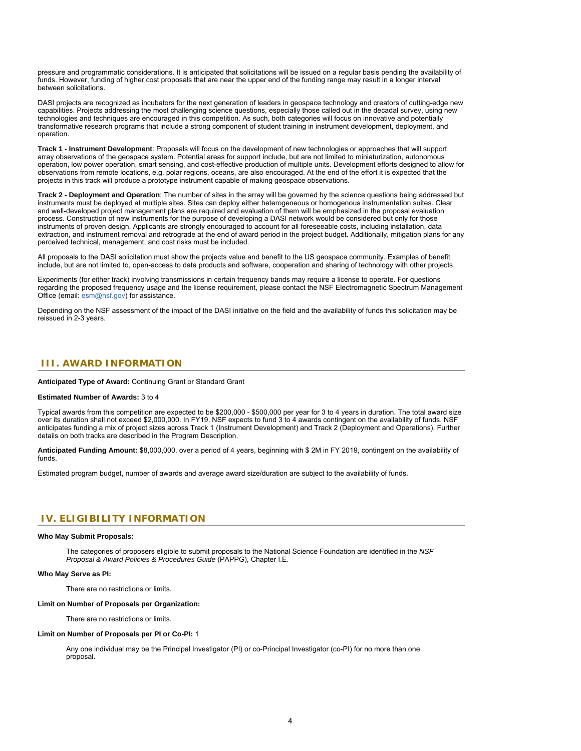pressure and programmatic considerations. It is anticipated that solicitations will be issued on a regular basis pending the availability of funds. However, funding of higher cost proposals that are near the upper end of the funding range may result in a longer interval between solicitations.

DASI projects are recognized as incubators for the next generation of leaders in geospace technology and creators of cutting-edge new capabilities. Projects addressing the most challenging science questions, especially those called out in the decadal survey, using new technologies and techniques are encouraged in this competition. As such, both categories will focus on innovative and potentially transformative research programs that include a strong component of student training in instrument development, deployment, and operation.

**Track 1 - Instrument Development**: Proposals will focus on the development of new technologies or approaches that will support array observations of the geospace system. Potential areas for support include, but are not limited to miniaturization, autonomous operation, low power operation, smart sensing, and cost-effective production of multiple units. Development efforts designed to allow for observations from remote locations, e.g. polar regions, oceans, are also encouraged. At the end of the effort it is expected that the projects in this track will produce a prototype instrument capable of making geospace observations.

**Track 2 - Deployment and Operation**: The number of sites in the array will be governed by the science questions being addressed but instruments must be deployed at multiple sites. Sites can deploy either heterogeneous or homogenous instrumentation suites. Clear and well-developed project management plans are required and evaluation of them will be emphasized in the proposal evaluation process. Construction of new instruments for the purpose of developing a DASI network would be considered but only for those instruments of proven design. Applicants are strongly encouraged to account for all foreseeable costs, including installation, data extraction, and instrument removal and retrograde at the end of award period in the project budget. Additionally, mitigation plans for any perceived technical, management, and cost risks must be included.

All proposals to the DASI solicitation must show the projects value and benefit to the US geospace community. Examples of benefit include, but are not limited to, open-access to data products and software, cooperation and sharing of technology with other projects.

Experiments (for either track) involving transmissions in certain frequency bands may require a license to operate. For questions regarding the proposed frequency usage and the license requirement, please contact the NSF Electromagnetic Spectrum Management Office (email: esm@nsf.gov) for assistance.

Depending on the NSF assessment of the impact of the DASI initiative on the field and the availability of funds this solicitation may be reissued in 2-3 years.

## III. AWARD INFORMATION

**Anticipated Type of Award:** Continuing Grant or Standard Grant

**Estimated Number of Awards:** 3 to 4

Typical awards from this competition are expected to be $200,000 - $500,000 per year for 3 to 4 years in duration. The total award size over its duration shall not exceed $2,000,000. In FY19, NSF expects to fund 3 to 4 awards contingent on the availability of funds. NSF anticipates funding a mix of project sizes across Track 1 (Instrument Development) and Track 2 (Deployment and Operations). Further details on both tracks are described in the Program Description.

**Anticipated Funding Amount:** $8,000,000, over a period of 4 years, beginning with $ 2M in FY 2019, contingent on the availability of funds.

Estimated program budget, number of awards and average award size/duration are subject to the availability of funds.

## IV. ELIGIBILITY INFORMATION

**Who May Submit Proposals:**

The categories of proposers eligible to submit proposals to the National Science Foundation are identified in the *NSF Proposal & Award Policies & Procedures Guide* (PAPPG), Chapter I.E.

**Who May Serve as PI:**

There are no restrictions or limits.

**Limit on Number of Proposals per Organization:**

There are no restrictions or limits.

**Limit on Number of Proposals per PI or Co-PI:** 1

Any one individual may be the Principal Investigator (PI) or co-Principal Investigator (co-PI) for no more than one proposal.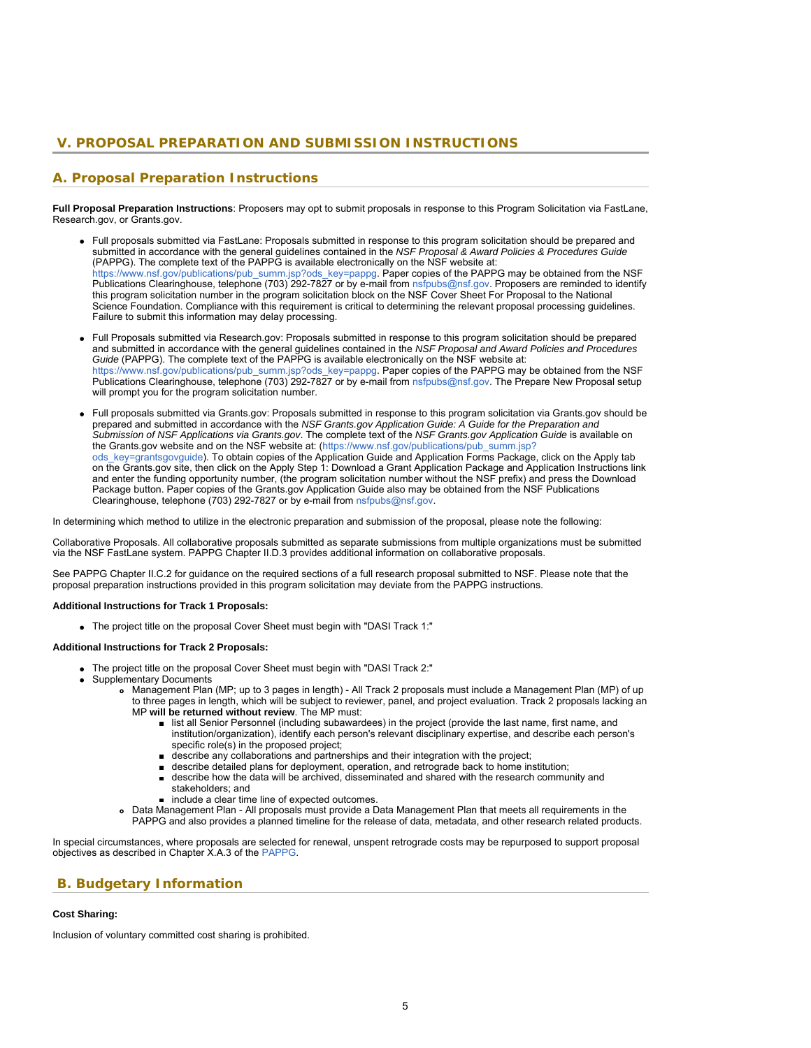## V. PROPOSAL PREPARATION AND SUBMISSION INSTRUCTIONS

### A. Proposal Preparation Instructions

**Full Proposal Preparation Instructions**: Proposers may opt to submit proposals in response to this Program Solicitation via FastLane, Research.gov, or Grants.gov.

- Full proposals submitted via FastLane: Proposals submitted in response to this program solicitation should be prepared and submitted in accordance with the general guidelines contained in the *NSF Proposal & Award Policies & Procedures Guide* (PAPPG). The complete text of the PAPPG is available electronically on the NSF website at: https://www.nsf.gov/publications/pub_summ.jsp?ods_key=pappg. Paper copies of the PAPPG may be obtained from the NSF Publications Clearinghouse, telephone (703) 292-7827 or by e-mail from nsfpubs@nsf.gov. Proposers are reminded to identify this program solicitation number in the program solicitation block on the NSF Cover Sheet For Proposal to the National Science Foundation. Compliance with this requirement is critical to determining the relevant proposal processing guidelines. Failure to submit this information may delay processing.
- Full Proposals submitted via Research.gov: Proposals submitted in response to this program solicitation should be prepared and submitted in accordance with the general guidelines contained in the *NSF Proposal and Award Policies and Procedures Guide* (PAPPG). The complete text of the PAPPG is available electronically on the NSF website at: https://www.nsf.gov/publications/pub_summ.jsp?ods_key=pappg. Paper copies of the PAPPG may be obtained from the NSF Publications Clearinghouse, telephone (703) 292-7827 or by e-mail from nsfpubs@nsf.gov. The Prepare New Proposal setup will prompt you for the program solicitation number.
- Full proposals submitted via Grants.gov: Proposals submitted in response to this program solicitation via Grants.gov should be prepared and submitted in accordance with the *NSF Grants.gov Application Guide: A Guide for the Preparation and Submission of NSF Applications via Grants.gov*. The complete text of the *NSF Grants.gov Application Guide* is available on the Grants.gov website and on the NSF website at: (https://www.nsf.gov/publications/pub_summ.jsp?ods_key=grantsgovguide). To obtain copies of the Application Guide and Application Forms Package, click on the Apply tab on the Grants.gov site, then click on the Apply Step 1: Download a Grant Application Package and Application Instructions link and enter the funding opportunity number, (the program solicitation number without the NSF prefix) and press the Download Package button. Paper copies of the Grants.gov Application Guide also may be obtained from the NSF Publications Clearinghouse, telephone (703) 292-7827 or by e-mail from nsfpubs@nsf.gov.

In determining which method to utilize in the electronic preparation and submission of the proposal, please note the following:

Collaborative Proposals. All collaborative proposals submitted as separate submissions from multiple organizations must be submitted via the NSF FastLane system. PAPPG Chapter II.D.3 provides additional information on collaborative proposals.

See PAPPG Chapter II.C.2 for guidance on the required sections of a full research proposal submitted to NSF. Please note that the proposal preparation instructions provided in this program solicitation may deviate from the PAPPG instructions.

**Additional Instructions for Track 1 Proposals:**

- The project title on the proposal Cover Sheet must begin with "DASI Track 1:"

**Additional Instructions for Track 2 Proposals:**

- The project title on the proposal Cover Sheet must begin with "DASI Track 2:"
- Supplementary Documents
  - Management Plan (MP; up to 3 pages in length) - All Track 2 proposals must include a Management Plan (MP) of up to three pages in length, which will be subject to reviewer, panel, and project evaluation. Track 2 proposals lacking an MP **will be returned without review**. The MP must:
    - list all Senior Personnel (including subawardees) in the project (provide the last name, first name, and institution/organization), identify each person's relevant disciplinary expertise, and describe each person's specific role(s) in the proposed project;
    - describe any collaborations and partnerships and their integration with the project;
    - describe detailed plans for deployment, operation, and retrograde back to home institution;
    - describe how the data will be archived, disseminated and shared with the research community and stakeholders; and
    - include a clear time line of expected outcomes.
  - Data Management Plan - All proposals must provide a Data Management Plan that meets all requirements in the PAPPG and also provides a planned timeline for the release of data, metadata, and other research related products.

In special circumstances, where proposals are selected for renewal, unspent retrograde costs may be repurposed to support proposal objectives as described in Chapter X.A.3 of the PAPPG.

### B. Budgetary Information

**Cost Sharing:**

Inclusion of voluntary committed cost sharing is prohibited.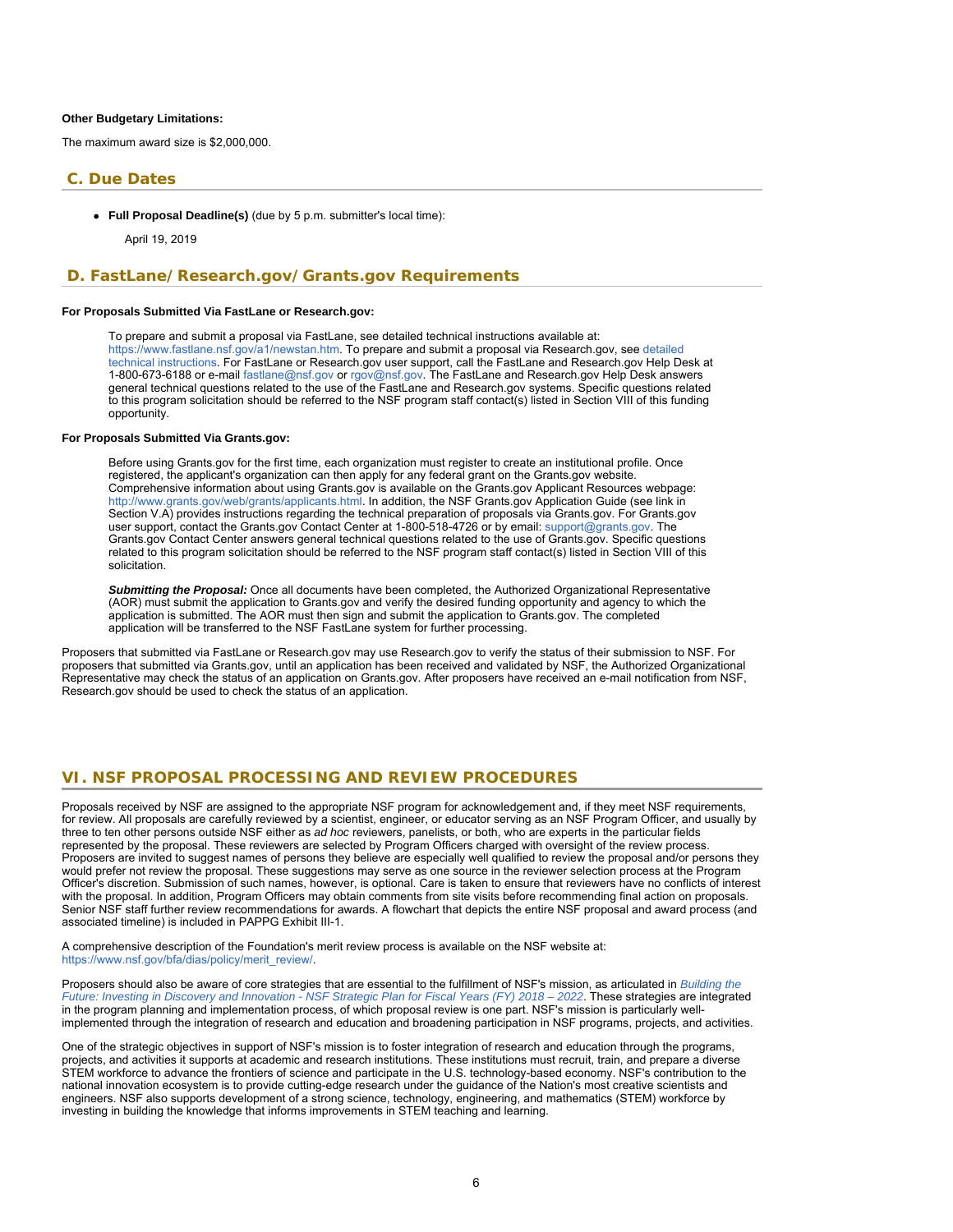**Other Budgetary Limitations:**

The maximum award size is $2,000,000.

## C. Due Dates

- **Full Proposal Deadline(s)** (due by 5 p.m. submitter's local time):

  April 19, 2019

## D. FastLane/Research.gov/Grants.gov Requirements

**For Proposals Submitted Via FastLane or Research.gov:**

> To prepare and submit a proposal via FastLane, see detailed technical instructions available at: https://www.fastlane.nsf.gov/a1/newstan.htm. To prepare and submit a proposal via Research.gov, see detailed technical instructions. For FastLane or Research.gov user support, call the FastLane and Research.gov Help Desk at 1-800-673-6188 or e-mail fastlane@nsf.gov or rgov@nsf.gov. The FastLane and Research.gov Help Desk answers general technical questions related to the use of the FastLane and Research.gov systems. Specific questions related to this program solicitation should be referred to the NSF program staff contact(s) listed in Section VIII of this funding opportunity.

**For Proposals Submitted Via Grants.gov:**

> Before using Grants.gov for the first time, each organization must register to create an institutional profile. Once registered, the applicant's organization can then apply for any federal grant on the Grants.gov website. Comprehensive information about using Grants.gov is available on the Grants.gov Applicant Resources webpage: http://www.grants.gov/web/grants/applicants.html. In addition, the NSF Grants.gov Application Guide (see link in Section V.A) provides instructions regarding the technical preparation of proposals via Grants.gov. For Grants.gov user support, contact the Grants.gov Contact Center at 1-800-518-4726 or by email: support@grants.gov. The Grants.gov Contact Center answers general technical questions related to the use of Grants.gov. Specific questions related to this program solicitation should be referred to the NSF program staff contact(s) listed in Section VIII of this solicitation.
>
> ***Submitting the Proposal:*** Once all documents have been completed, the Authorized Organizational Representative (AOR) must submit the application to Grants.gov and verify the desired funding opportunity and agency to which the application is submitted. The AOR must then sign and submit the application to Grants.gov. The completed application will be transferred to the NSF FastLane system for further processing.

Proposers that submitted via FastLane or Research.gov may use Research.gov to verify the status of their submission to NSF. For proposers that submitted via Grants.gov, until an application has been received and validated by NSF, the Authorized Organizational Representative may check the status of an application on Grants.gov. After proposers have received an e-mail notification from NSF, Research.gov should be used to check the status of an application.

# VI. NSF PROPOSAL PROCESSING AND REVIEW PROCEDURES

Proposals received by NSF are assigned to the appropriate NSF program for acknowledgement and, if they meet NSF requirements, for review. All proposals are carefully reviewed by a scientist, engineer, or educator serving as an NSF Program Officer, and usually by three to ten other persons outside NSF either as *ad hoc* reviewers, panelists, or both, who are experts in the particular fields represented by the proposal. These reviewers are selected by Program Officers charged with oversight of the review process. Proposers are invited to suggest names of persons they believe are especially well qualified to review the proposal and/or persons they would prefer not review the proposal. These suggestions may serve as one source in the reviewer selection process at the Program Officer's discretion. Submission of such names, however, is optional. Care is taken to ensure that reviewers have no conflicts of interest with the proposal. In addition, Program Officers may obtain comments from site visits before recommending final action on proposals. Senior NSF staff further review recommendations for awards. A flowchart that depicts the entire NSF proposal and award process (and associated timeline) is included in PAPPG Exhibit III-1.

A comprehensive description of the Foundation's merit review process is available on the NSF website at: https://www.nsf.gov/bfa/dias/policy/merit_review/.

Proposers should also be aware of core strategies that are essential to the fulfillment of NSF's mission, as articulated in *Building the Future: Investing in Discovery and Innovation - NSF Strategic Plan for Fiscal Years (FY) 2018 – 2022*. These strategies are integrated in the program planning and implementation process, of which proposal review is one part. NSF's mission is particularly well-implemented through the integration of research and education and broadening participation in NSF programs, projects, and activities.

One of the strategic objectives in support of NSF's mission is to foster integration of research and education through the programs, projects, and activities it supports at academic and research institutions. These institutions must recruit, train, and prepare a diverse STEM workforce to advance the frontiers of science and participate in the U.S. technology-based economy. NSF's contribution to the national innovation ecosystem is to provide cutting-edge research under the guidance of the Nation's most creative scientists and engineers. NSF also supports development of a strong science, technology, engineering, and mathematics (STEM) workforce by investing in building the knowledge that informs improvements in STEM teaching and learning.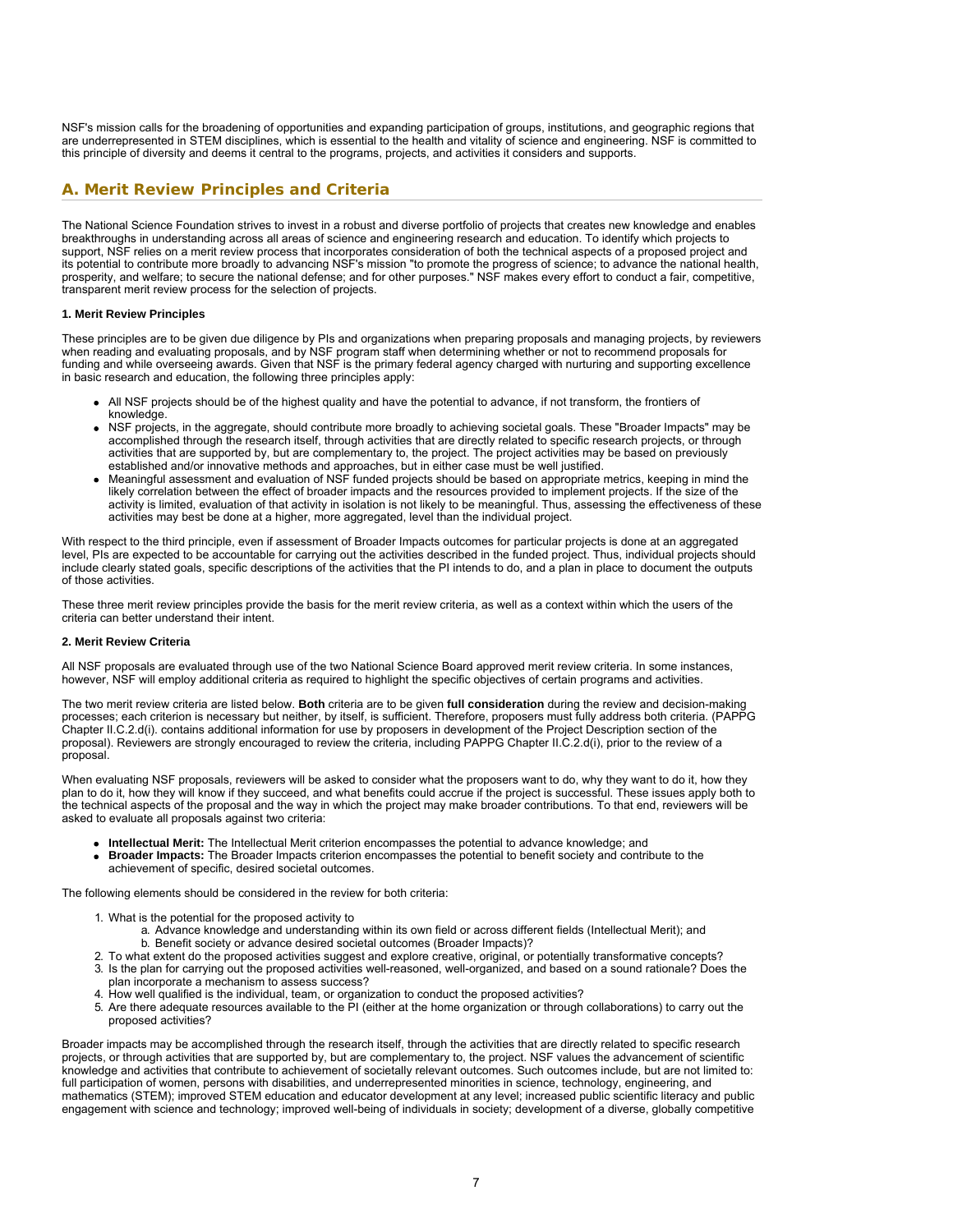NSF's mission calls for the broadening of opportunities and expanding participation of groups, institutions, and geographic regions that are underrepresented in STEM disciplines, which is essential to the health and vitality of science and engineering. NSF is committed to this principle of diversity and deems it central to the programs, projects, and activities it considers and supports.

## A. Merit Review Principles and Criteria

The National Science Foundation strives to invest in a robust and diverse portfolio of projects that creates new knowledge and enables breakthroughs in understanding across all areas of science and engineering research and education. To identify which projects to support, NSF relies on a merit review process that incorporates consideration of both the technical aspects of a proposed project and its potential to contribute more broadly to advancing NSF's mission "to promote the progress of science; to advance the national health, prosperity, and welfare; to secure the national defense; and for other purposes." NSF makes every effort to conduct a fair, competitive, transparent merit review process for the selection of projects.

#### 1. Merit Review Principles

These principles are to be given due diligence by PIs and organizations when preparing proposals and managing projects, by reviewers when reading and evaluating proposals, and by NSF program staff when determining whether or not to recommend proposals for funding and while overseeing awards. Given that NSF is the primary federal agency charged with nurturing and supporting excellence in basic research and education, the following three principles apply:

- All NSF projects should be of the highest quality and have the potential to advance, if not transform, the frontiers of knowledge.
- NSF projects, in the aggregate, should contribute more broadly to achieving societal goals. These "Broader Impacts" may be accomplished through the research itself, through activities that are directly related to specific research projects, or through activities that are supported by, but are complementary to, the project. The project activities may be based on previously established and/or innovative methods and approaches, but in either case must be well justified.
- Meaningful assessment and evaluation of NSF funded projects should be based on appropriate metrics, keeping in mind the likely correlation between the effect of broader impacts and the resources provided to implement projects. If the size of the activity is limited, evaluation of that activity in isolation is not likely to be meaningful. Thus, assessing the effectiveness of these activities may best be done at a higher, more aggregated, level than the individual project.

With respect to the third principle, even if assessment of Broader Impacts outcomes for particular projects is done at an aggregated level, PIs are expected to be accountable for carrying out the activities described in the funded project. Thus, individual projects should include clearly stated goals, specific descriptions of the activities that the PI intends to do, and a plan in place to document the outputs of those activities.

These three merit review principles provide the basis for the merit review criteria, as well as a context within which the users of the criteria can better understand their intent.

#### 2. Merit Review Criteria

All NSF proposals are evaluated through use of the two National Science Board approved merit review criteria. In some instances, however, NSF will employ additional criteria as required to highlight the specific objectives of certain programs and activities.

The two merit review criteria are listed below. **Both** criteria are to be given **full consideration** during the review and decision-making processes; each criterion is necessary but neither, by itself, is sufficient. Therefore, proposers must fully address both criteria. (PAPPG Chapter II.C.2.d(i). contains additional information for use by proposers in development of the Project Description section of the proposal). Reviewers are strongly encouraged to review the criteria, including PAPPG Chapter II.C.2.d(i), prior to the review of a proposal.

When evaluating NSF proposals, reviewers will be asked to consider what the proposers want to do, why they want to do it, how they plan to do it, how they will know if they succeed, and what benefits could accrue if the project is successful. These issues apply both to the technical aspects of the proposal and the way in which the project may make broader contributions. To that end, reviewers will be asked to evaluate all proposals against two criteria:

- **Intellectual Merit:** The Intellectual Merit criterion encompasses the potential to advance knowledge; and
- **Broader Impacts:** The Broader Impacts criterion encompasses the potential to benefit society and contribute to the achievement of specific, desired societal outcomes.

The following elements should be considered in the review for both criteria:

1. What is the potential for the proposed activity to
   a. Advance knowledge and understanding within its own field or across different fields (Intellectual Merit); and
   b. Benefit society or advance desired societal outcomes (Broader Impacts)?
2. To what extent do the proposed activities suggest and explore creative, original, or potentially transformative concepts?
3. Is the plan for carrying out the proposed activities well-reasoned, well-organized, and based on a sound rationale? Does the plan incorporate a mechanism to assess success?
4. How well qualified is the individual, team, or organization to conduct the proposed activities?
5. Are there adequate resources available to the PI (either at the home organization or through collaborations) to carry out the proposed activities?

Broader impacts may be accomplished through the research itself, through the activities that are directly related to specific research projects, or through activities that are supported by, but are complementary to, the project. NSF values the advancement of scientific knowledge and activities that contribute to achievement of societally relevant outcomes. Such outcomes include, but are not limited to: full participation of women, persons with disabilities, and underrepresented minorities in science, technology, engineering, and mathematics (STEM); improved STEM education and educator development at any level; increased public scientific literacy and public engagement with science and technology; improved well-being of individuals in society; development of a diverse, globally competitive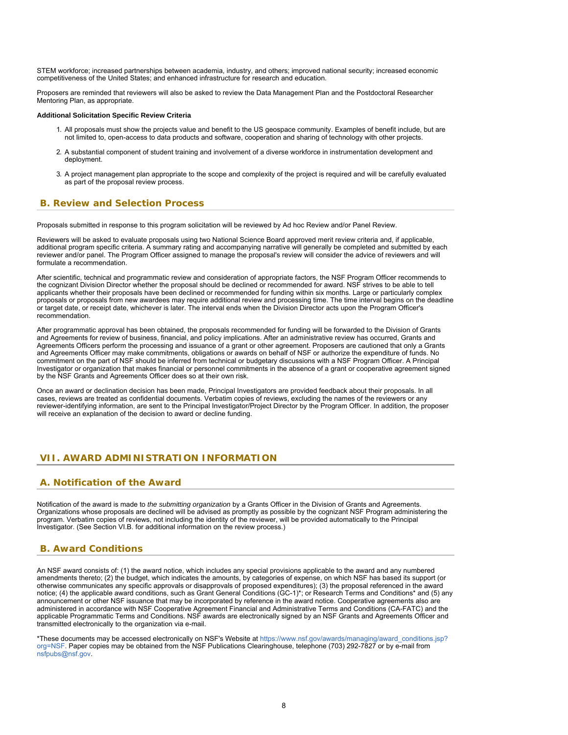STEM workforce; increased partnerships between academia, industry, and others; improved national security; increased economic competitiveness of the United States; and enhanced infrastructure for research and education.

Proposers are reminded that reviewers will also be asked to review the Data Management Plan and the Postdoctoral Researcher Mentoring Plan, as appropriate.

**Additional Solicitation Specific Review Criteria**

1. All proposals must show the projects value and benefit to the US geospace community. Examples of benefit include, but are not limited to, open-access to data products and software, cooperation and sharing of technology with other projects.
2. A substantial component of student training and involvement of a diverse workforce in instrumentation development and deployment.
3. A project management plan appropriate to the scope and complexity of the project is required and will be carefully evaluated as part of the proposal review process.

## B. Review and Selection Process

Proposals submitted in response to this program solicitation will be reviewed by Ad hoc Review and/or Panel Review.

Reviewers will be asked to evaluate proposals using two National Science Board approved merit review criteria and, if applicable, additional program specific criteria. A summary rating and accompanying narrative will generally be completed and submitted by each reviewer and/or panel. The Program Officer assigned to manage the proposal's review will consider the advice of reviewers and will formulate a recommendation.

After scientific, technical and programmatic review and consideration of appropriate factors, the NSF Program Officer recommends to the cognizant Division Director whether the proposal should be declined or recommended for award. NSF strives to be able to tell applicants whether their proposals have been declined or recommended for funding within six months. Large or particularly complex proposals or proposals from new awardees may require additional review and processing time. The time interval begins on the deadline or target date, or receipt date, whichever is later. The interval ends when the Division Director acts upon the Program Officer's recommendation.

After programmatic approval has been obtained, the proposals recommended for funding will be forwarded to the Division of Grants and Agreements for review of business, financial, and policy implications. After an administrative review has occurred, Grants and Agreements Officers perform the processing and issuance of a grant or other agreement. Proposers are cautioned that only a Grants and Agreements Officer may make commitments, obligations or awards on behalf of NSF or authorize the expenditure of funds. No commitment on the part of NSF should be inferred from technical or budgetary discussions with a NSF Program Officer. A Principal Investigator or organization that makes financial or personnel commitments in the absence of a grant or cooperative agreement signed by the NSF Grants and Agreements Officer does so at their own risk.

Once an award or declination decision has been made, Principal Investigators are provided feedback about their proposals. In all cases, reviews are treated as confidential documents. Verbatim copies of reviews, excluding the names of the reviewers or any reviewer-identifying information, are sent to the Principal Investigator/Project Director by the Program Officer. In addition, the proposer will receive an explanation of the decision to award or decline funding.

# VII. AWARD ADMINISTRATION INFORMATION

## A. Notification of the Award

Notification of the award is made to *the submitting organization* by a Grants Officer in the Division of Grants and Agreements. Organizations whose proposals are declined will be advised as promptly as possible by the cognizant NSF Program administering the program. Verbatim copies of reviews, not including the identity of the reviewer, will be provided automatically to the Principal Investigator. (See Section VI.B. for additional information on the review process.)

## B. Award Conditions

An NSF award consists of: (1) the award notice, which includes any special provisions applicable to the award and any numbered amendments thereto; (2) the budget, which indicates the amounts, by categories of expense, on which NSF has based its support (or otherwise communicates any specific approvals or disapprovals of proposed expenditures); (3) the proposal referenced in the award notice; (4) the applicable award conditions, such as Grant General Conditions (GC-1)*; or Research Terms and Conditions* and (5) any announcement or other NSF issuance that may be incorporated by reference in the award notice. Cooperative agreements also are administered in accordance with NSF Cooperative Agreement Financial and Administrative Terms and Conditions (CA-FATC) and the applicable Programmatic Terms and Conditions. NSF awards are electronically signed by an NSF Grants and Agreements Officer and transmitted electronically to the organization via e-mail.

*These documents may be accessed electronically on NSF's Website at https://www.nsf.gov/awards/managing/award_conditions.jsp?org=NSF. Paper copies may be obtained from the NSF Publications Clearinghouse, telephone (703) 292-7827 or by e-mail from nsfpubs@nsf.gov.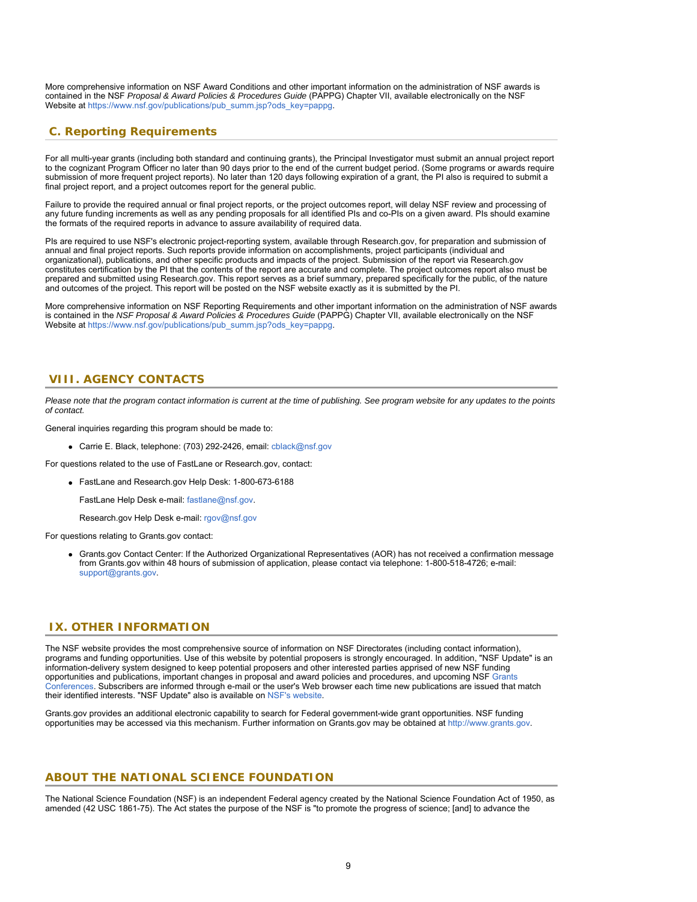More comprehensive information on NSF Award Conditions and other important information on the administration of NSF awards is contained in the NSF *Proposal & Award Policies & Procedures Guide* (PAPPG) Chapter VII, available electronically on the NSF Website at https://www.nsf.gov/publications/pub_summ.jsp?ods_key=pappg.

## C. Reporting Requirements

For all multi-year grants (including both standard and continuing grants), the Principal Investigator must submit an annual project report to the cognizant Program Officer no later than 90 days prior to the end of the current budget period. (Some programs or awards require submission of more frequent project reports). No later than 120 days following expiration of a grant, the PI also is required to submit a final project report, and a project outcomes report for the general public.

Failure to provide the required annual or final project reports, or the project outcomes report, will delay NSF review and processing of any future funding increments as well as any pending proposals for all identified PIs and co-PIs on a given award. PIs should examine the formats of the required reports in advance to assure availability of required data.

PIs are required to use NSF's electronic project-reporting system, available through Research.gov, for preparation and submission of annual and final project reports. Such reports provide information on accomplishments, project participants (individual and organizational), publications, and other specific products and impacts of the project. Submission of the report via Research.gov constitutes certification by the PI that the contents of the report are accurate and complete. The project outcomes report also must be prepared and submitted using Research.gov. This report serves as a brief summary, prepared specifically for the public, of the nature and outcomes of the project. This report will be posted on the NSF website exactly as it is submitted by the PI.

More comprehensive information on NSF Reporting Requirements and other important information on the administration of NSF awards is contained in the *NSF Proposal & Award Policies & Procedures Guide* (PAPPG) Chapter VII, available electronically on the NSF Website at https://www.nsf.gov/publications/pub_summ.jsp?ods_key=pappg.

# VIII. AGENCY CONTACTS

*Please note that the program contact information is current at the time of publishing. See program website for any updates to the points of contact.*

General inquiries regarding this program should be made to:

- Carrie E. Black, telephone: (703) 292-2426, email: cblack@nsf.gov

For questions related to the use of FastLane or Research.gov, contact:

- FastLane and Research.gov Help Desk: 1-800-673-6188

  FastLane Help Desk e-mail: fastlane@nsf.gov.

  Research.gov Help Desk e-mail: rgov@nsf.gov

For questions relating to Grants.gov contact:

- Grants.gov Contact Center: If the Authorized Organizational Representatives (AOR) has not received a confirmation message from Grants.gov within 48 hours of submission of application, please contact via telephone: 1-800-518-4726; e-mail: support@grants.gov.

# IX. OTHER INFORMATION

The NSF website provides the most comprehensive source of information on NSF Directorates (including contact information), programs and funding opportunities. Use of this website by potential proposers is strongly encouraged. In addition, "NSF Update" is an information-delivery system designed to keep potential proposers and other interested parties apprised of new NSF funding opportunities and publications, important changes in proposal and award policies and procedures, and upcoming NSF Grants Conferences. Subscribers are informed through e-mail or the user's Web browser each time new publications are issued that match their identified interests. "NSF Update" also is available on NSF's website.

Grants.gov provides an additional electronic capability to search for Federal government-wide grant opportunities. NSF funding opportunities may be accessed via this mechanism. Further information on Grants.gov may be obtained at http://www.grants.gov.

## ABOUT THE NATIONAL SCIENCE FOUNDATION

The National Science Foundation (NSF) is an independent Federal agency created by the National Science Foundation Act of 1950, as amended (42 USC 1861-75). The Act states the purpose of the NSF is "to promote the progress of science; [and] to advance the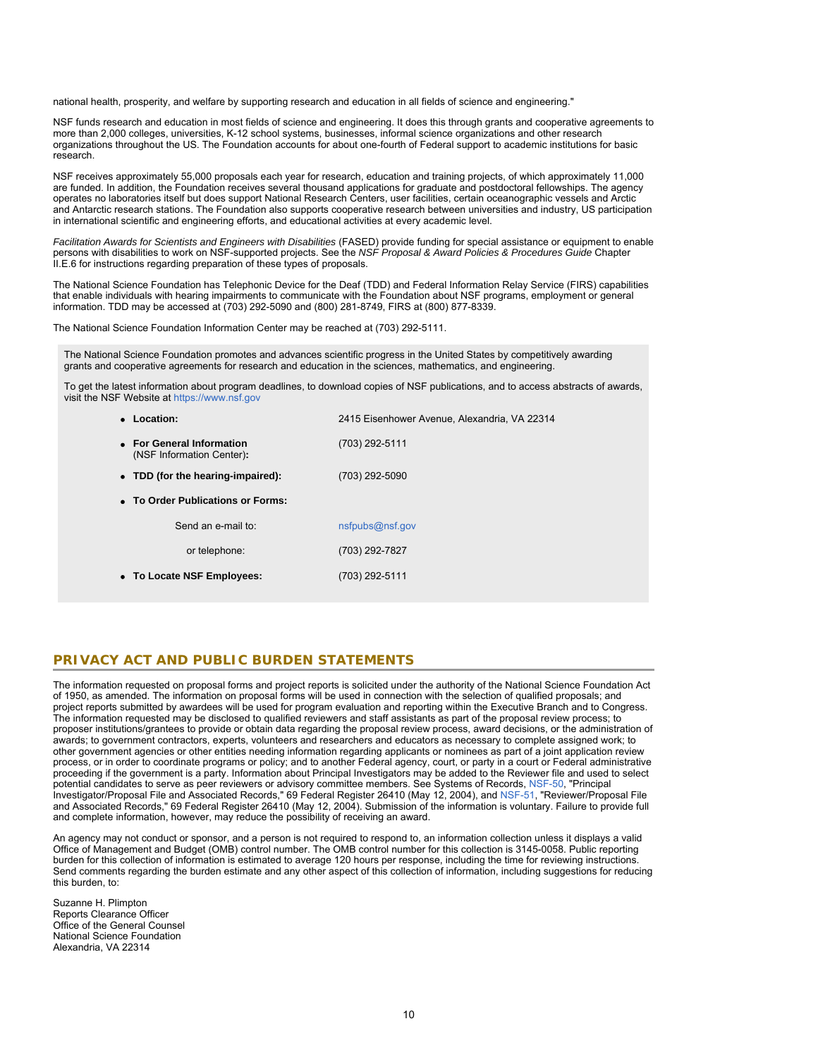national health, prosperity, and welfare by supporting research and education in all fields of science and engineering."

NSF funds research and education in most fields of science and engineering. It does this through grants and cooperative agreements to more than 2,000 colleges, universities, K-12 school systems, businesses, informal science organizations and other research organizations throughout the US. The Foundation accounts for about one-fourth of Federal support to academic institutions for basic research.

NSF receives approximately 55,000 proposals each year for research, education and training projects, of which approximately 11,000 are funded. In addition, the Foundation receives several thousand applications for graduate and postdoctoral fellowships. The agency operates no laboratories itself but does support National Research Centers, user facilities, certain oceanographic vessels and Arctic and Antarctic research stations. The Foundation also supports cooperative research between universities and industry, US participation in international scientific and engineering efforts, and educational activities at every academic level.

*Facilitation Awards for Scientists and Engineers with Disabilities* (FASED) provide funding for special assistance or equipment to enable persons with disabilities to work on NSF-supported projects. See the *NSF Proposal & Award Policies & Procedures Guide* Chapter II.E.6 for instructions regarding preparation of these types of proposals.

The National Science Foundation has Telephonic Device for the Deaf (TDD) and Federal Information Relay Service (FIRS) capabilities that enable individuals with hearing impairments to communicate with the Foundation about NSF programs, employment or general information. TDD may be accessed at (703) 292-5090 and (800) 281-8749, FIRS at (800) 877-8339.

The National Science Foundation Information Center may be reached at (703) 292-5111.

The National Science Foundation promotes and advances scientific progress in the United States by competitively awarding grants and cooperative agreements for research and education in the sciences, mathematics, and engineering.

To get the latest information about program deadlines, to download copies of NSF publications, and to access abstracts of awards, visit the NSF Website at https://www.nsf.gov

- **Location:** 2415 Eisenhower Avenue, Alexandria, VA 22314
- **For General Information** (NSF Information Center)**:** (703) 292-5111
- **TDD (for the hearing-impaired):** (703) 292-5090
- **To Order Publications or Forms:**
  - Send an e-mail to: nsfpubs@nsf.gov
  - or telephone: (703) 292-7827
- **To Locate NSF Employees:** (703) 292-5111

## PRIVACY ACT AND PUBLIC BURDEN STATEMENTS

The information requested on proposal forms and project reports is solicited under the authority of the National Science Foundation Act of 1950, as amended. The information on proposal forms will be used in connection with the selection of qualified proposals; and project reports submitted by awardees will be used for program evaluation and reporting within the Executive Branch and to Congress. The information requested may be disclosed to qualified reviewers and staff assistants as part of the proposal review process; to proposer institutions/grantees to provide or obtain data regarding the proposal review process, award decisions, or the administration of awards; to government contractors, experts, volunteers and researchers and educators as necessary to complete assigned work; to other government agencies or other entities needing information regarding applicants or nominees as part of a joint application review process, or in order to coordinate programs or policy; and to another Federal agency, court, or party in a court or Federal administrative proceeding if the government is a party. Information about Principal Investigators may be added to the Reviewer file and used to select potential candidates to serve as peer reviewers or advisory committee members. See Systems of Records, NSF-50, "Principal Investigator/Proposal File and Associated Records," 69 Federal Register 26410 (May 12, 2004), and NSF-51, "Reviewer/Proposal File and Associated Records," 69 Federal Register 26410 (May 12, 2004). Submission of the information is voluntary. Failure to provide full and complete information, however, may reduce the possibility of receiving an award.

An agency may not conduct or sponsor, and a person is not required to respond to, an information collection unless it displays a valid Office of Management and Budget (OMB) control number. The OMB control number for this collection is 3145-0058. Public reporting burden for this collection of information is estimated to average 120 hours per response, including the time for reviewing instructions. Send comments regarding the burden estimate and any other aspect of this collection of information, including suggestions for reducing this burden, to:

Suzanne H. Plimpton
Reports Clearance Officer
Office of the General Counsel
National Science Foundation
Alexandria, VA 22314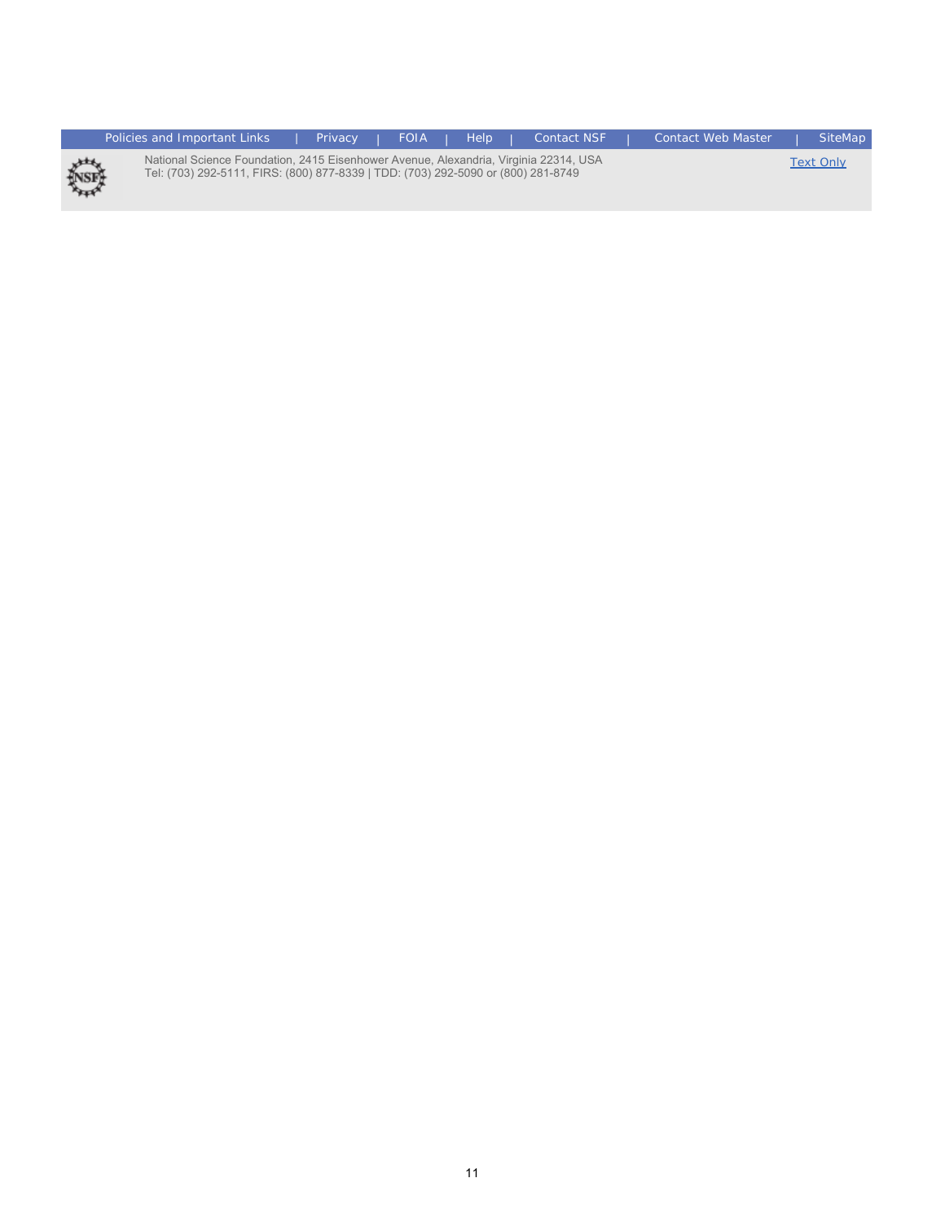Policies and Important Links | Privacy | FOIA | Help | Contact NSF | Contact Web Master | SiteMap

National Science Foundation, 2415 Eisenhower Avenue, Alexandria, Virginia 22314, USA
Tel: (703) 292-5111, FIRS: (800) 877-8339 | TDD: (703) 292-5090 or (800) 281-8749

Text Only